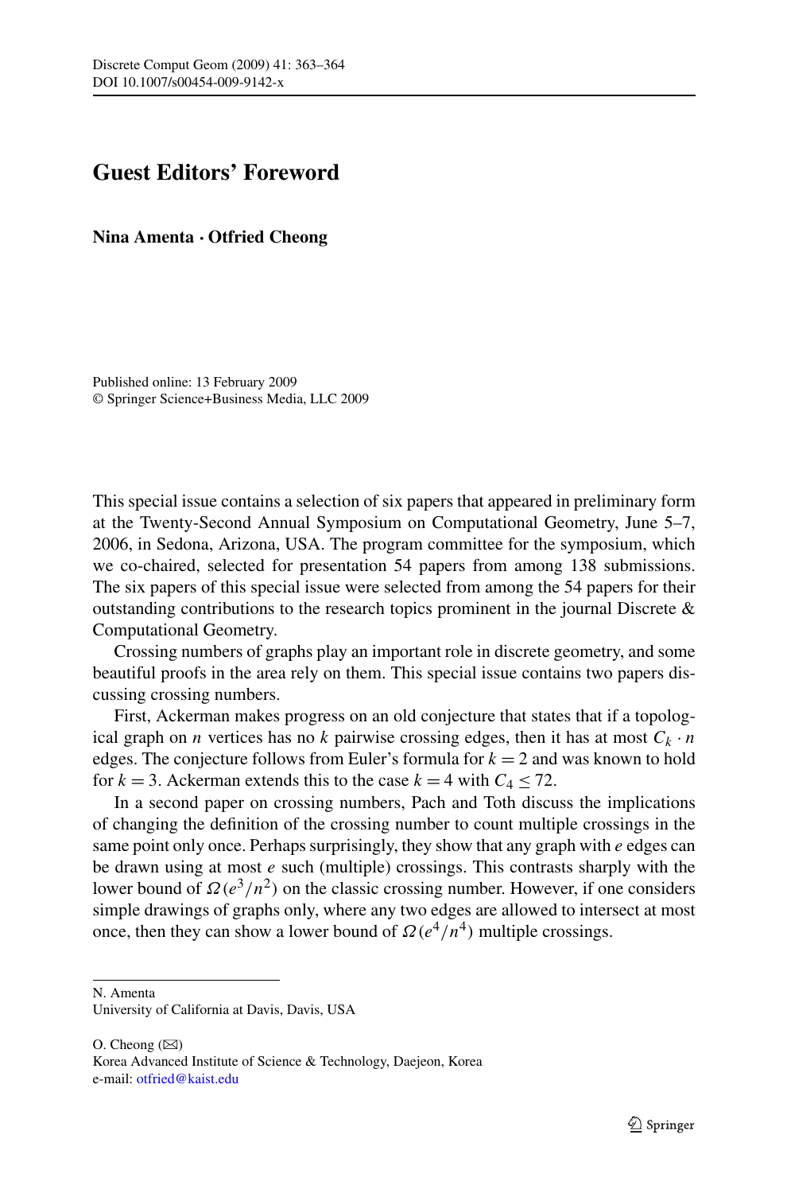# Guest Editors' Foreword

**Nina Amenta · Otfried Cheong**

Published online: 13 February 2009
© Springer Science+Business Media, LLC 2009

This special issue contains a selection of six papers that appeared in preliminary form at the Twenty-Second Annual Symposium on Computational Geometry, June 5–7, 2006, in Sedona, Arizona, USA. The program committee for the symposium, which we co-chaired, selected for presentation 54 papers from among 138 submissions. The six papers of this special issue were selected from among the 54 papers for their outstanding contributions to the research topics prominent in the journal Discrete & Computational Geometry.

Crossing numbers of graphs play an important role in discrete geometry, and some beautiful proofs in the area rely on them. This special issue contains two papers discussing crossing numbers.

First, Ackerman makes progress on an old conjecture that states that if a topological graph on $n$ vertices has no $k$ pairwise crossing edges, then it has at most $C_k \cdot n$ edges. The conjecture follows from Euler's formula for $k = 2$ and was known to hold for $k = 3$. Ackerman extends this to the case $k = 4$ with $C_4 \leq 72$.

In a second paper on crossing numbers, Pach and Toth discuss the implications of changing the definition of the crossing number to count multiple crossings in the same point only once. Perhaps surprisingly, they show that any graph with $e$ edges can be drawn using at most $e$ such (multiple) crossings. This contrasts sharply with the lower bound of $\Omega(e^3/n^2)$ on the classic crossing number. However, if one considers simple drawings of graphs only, where any two edges are allowed to intersect at most once, then they can show a lower bound of $\Omega(e^4/n^4)$ multiple crossings.

---

N. Amenta
University of California at Davis, Davis, USA

O. Cheong (✉)
Korea Advanced Institute of Science & Technology, Daejeon, Korea
e-mail: otfried@kaist.edu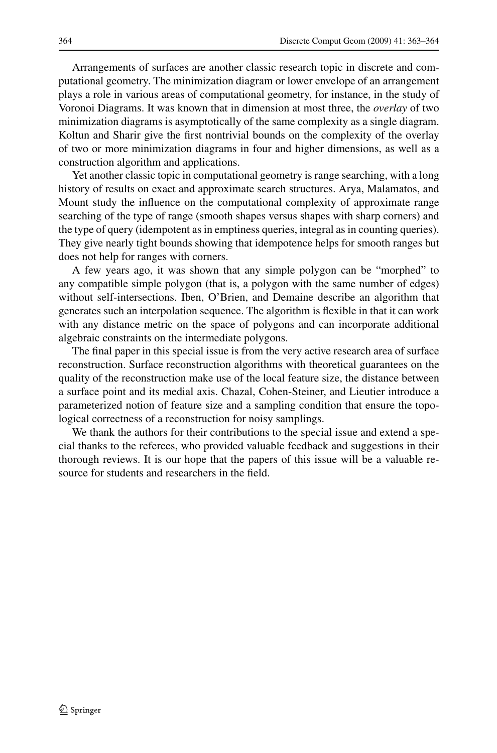Arrangements of surfaces are another classic research topic in discrete and computational geometry. The minimization diagram or lower envelope of an arrangement plays a role in various areas of computational geometry, for instance, in the study of Voronoi Diagrams. It was known that in dimension at most three, the *overlay* of two minimization diagrams is asymptotically of the same complexity as a single diagram. Koltun and Sharir give the first nontrivial bounds on the complexity of the overlay of two or more minimization diagrams in four and higher dimensions, as well as a construction algorithm and applications.

Yet another classic topic in computational geometry is range searching, with a long history of results on exact and approximate search structures. Arya, Malamatos, and Mount study the influence on the computational complexity of approximate range searching of the type of range (smooth shapes versus shapes with sharp corners) and the type of query (idempotent as in emptiness queries, integral as in counting queries). They give nearly tight bounds showing that idempotence helps for smooth ranges but does not help for ranges with corners.

A few years ago, it was shown that any simple polygon can be "morphed" to any compatible simple polygon (that is, a polygon with the same number of edges) without self-intersections. Iben, O'Brien, and Demaine describe an algorithm that generates such an interpolation sequence. The algorithm is flexible in that it can work with any distance metric on the space of polygons and can incorporate additional algebraic constraints on the intermediate polygons.

The final paper in this special issue is from the very active research area of surface reconstruction. Surface reconstruction algorithms with theoretical guarantees on the quality of the reconstruction make use of the local feature size, the distance between a surface point and its medial axis. Chazal, Cohen-Steiner, and Lieutier introduce a parameterized notion of feature size and a sampling condition that ensure the topological correctness of a reconstruction for noisy samplings.

We thank the authors for their contributions to the special issue and extend a special thanks to the referees, who provided valuable feedback and suggestions in their thorough reviews. It is our hope that the papers of this issue will be a valuable resource for students and researchers in the field.